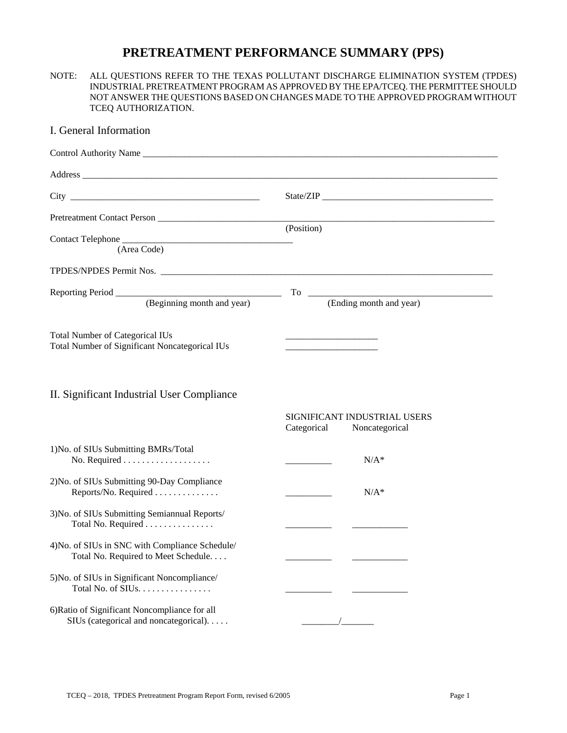# PRETREATMENT PERFORMANCE SUMMARY (PPS)

NOTE: ALL QUESTIONS REFER TO THE TEXAS POLLUTANT DISCHARGE ELIMINATION SYSTEM (TPDES) INDUSTRIAL PRETREATMENT PROGRAM AS APPROVED BY THE EPA/TCEQ. THE PERMITTEE SHOULD NOT ANSWER THE QUESTIONS BASED ON CHANGES MADE TO THE APPROVED PROGRAM WITHOUT TCEQ AUTHORIZATION.

## I. General Information

Control Authority Name ____________________________________________

Address ____________________________________________

City ______________________ State/ZIP ______________________

Pretreatment Contact Person ____________________________________________
(Position)

Contact Telephone ______________________
(Area Code)

TPDES/NPDES Permit Nos. ____________________________________________

Reporting Period ______________________ To ______________________
(Beginning month and year) (Ending month and year)

Total Number of Categorical IUs ____________
Total Number of Significant Noncategorical IUs ____________

## II. Significant Industrial User Compliance

| | SIGNIFICANT INDUSTRIAL USERS Categorical | Noncategorical |
|---|---|---|
| 1) No. of SIUs Submitting BMRs/Total No. Required . . . . . . . . . . . . . . . . . . | __________ | N/A* |
| 2) No. of SIUs Submitting 90-Day Compliance Reports/No. Required . . . . . . . . . . . . . . | __________ | N/A* |
| 3) No. of SIUs Submitting Semiannual Reports/ Total No. Required . . . . . . . . . . . . . . . | __________ | ____________ |
| 4) No. of SIUs in SNC with Compliance Schedule/ Total No. Required to Meet Schedule. . . . | __________ | ____________ |
| 5) No. of SIUs in Significant Noncompliance/ Total No. of SIUs. . . . . . . . . . . . . . . . | __________ | ____________ |
| 6) Ratio of Significant Noncompliance for all SIUs (categorical and noncategorical). . . . . | ________/_______ | |

TCEQ – 2018, TPDES Pretreatment Program Report Form, revised 6/2005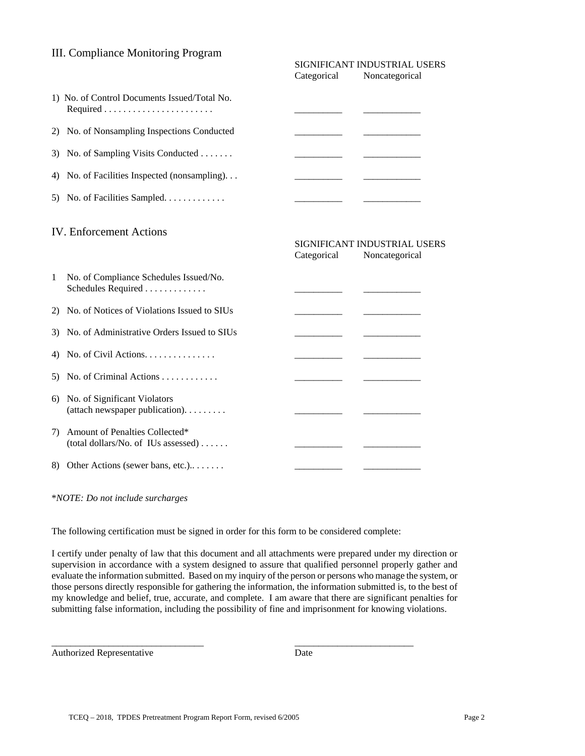## III. Compliance Monitoring Program

| | SIGNIFICANT INDUSTRIAL USERS | |
|---|---|---|
| | Categorical | Noncategorical |
| 1) No. of Control Documents Issued/Total No. Required . . . . . . . . . . . . . . . . . . . . . . . | __________ | ____________ |
| 2) No. of Nonsampling Inspections Conducted | __________ | ____________ |
| 3) No. of Sampling Visits Conducted . . . . . . . | __________ | ____________ |
| 4) No. of Facilities Inspected (nonsampling). . . | __________ | ____________ |
| 5) No. of Facilities Sampled. . . . . . . . . . . . . | __________ | ____________ |

## IV. Enforcement Actions

| | SIGNIFICANT INDUSTRIAL USERS | |
|---|---|---|
| | Categorical | Noncategorical |
| 1 No. of Compliance Schedules Issued/No. Schedules Required . . . . . . . . . . . . . | __________ | ____________ |
| 2) No. of Notices of Violations Issued to SIUs | __________ | ____________ |
| 3) No. of Administrative Orders Issued to SIUs | __________ | ____________ |
| 4) No. of Civil Actions. . . . . . . . . . . . . . . | __________ | ____________ |
| 5) No. of Criminal Actions . . . . . . . . . . . . | __________ | ____________ |
| 6) No. of Significant Violators (attach newspaper publication). . . . . . . . . | __________ | ____________ |
| 7) Amount of Penalties Collected* (total dollars/No. of IUs assessed) . . . . . . | __________ | ____________ |
| 8) Other Actions (sewer bans, etc.).. . . . . . . | __________ | ____________ |

**NOTE:* *Do not include surcharges*

The following certification must be signed in order for this form to be considered complete:

I certify under penalty of law that this document and all attachments were prepared under my direction or supervision in accordance with a system designed to assure that qualified personnel properly gather and evaluate the information submitted. Based on my inquiry of the person or persons who manage the system, or those persons directly responsible for gathering the information, the information submitted is, to the best of my knowledge and belief, true, accurate, and complete. I am aware that there are significant penalties for submitting false information, including the possibility of fine and imprisonment for knowing violations.

_______________________________ Authorized Representative

_________________________ Date